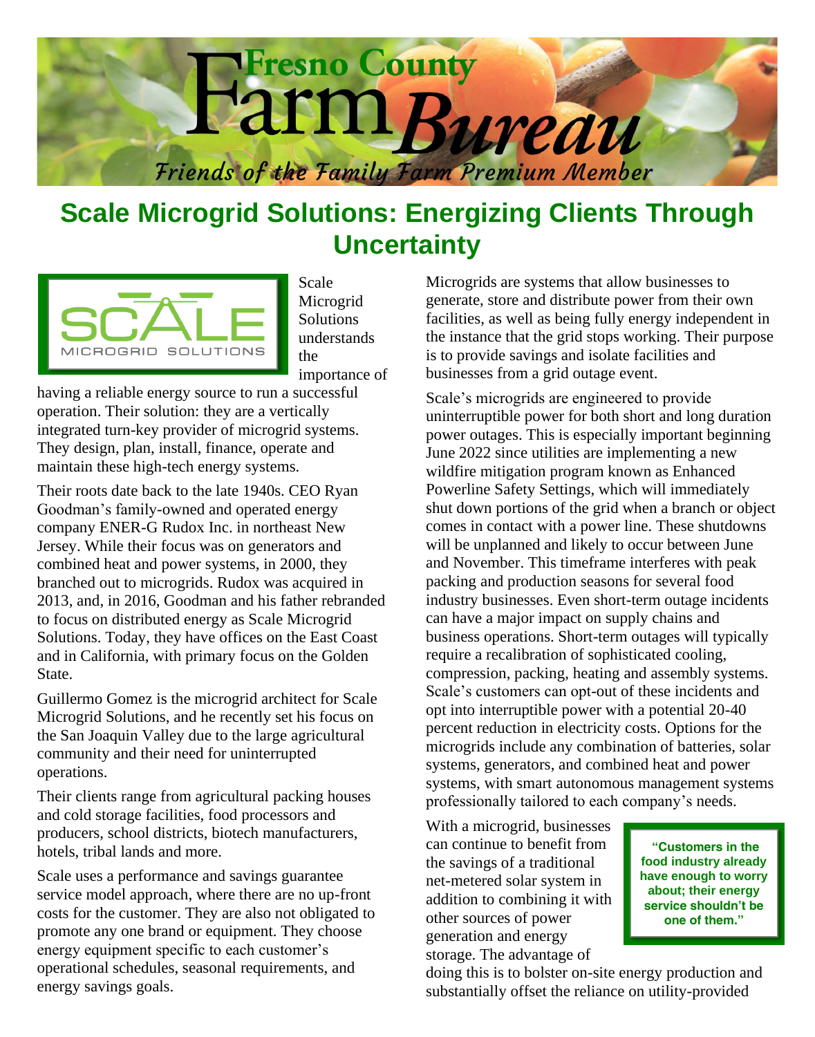# Fresno County Farm Bureau

*Friends of the Family Farm Premium Member*

## Scale Microgrid Solutions: Energizing Clients Through Uncertainty

Scale Microgrid Solutions understands the importance of having a reliable energy source to run a successful operation. Their solution: they are a vertically integrated turn-key provider of microgrid systems. They design, plan, install, finance, operate and maintain these high-tech energy systems.

Their roots date back to the late 1940s. CEO Ryan Goodman's family-owned and operated energy company ENER-G Rudox Inc. in northeast New Jersey. While their focus was on generators and combined heat and power systems, in 2000, they branched out to microgrids. Rudox was acquired in 2013, and, in 2016, Goodman and his father rebranded to focus on distributed energy as Scale Microgrid Solutions. Today, they have offices on the East Coast and in California, with primary focus on the Golden State.

Guillermo Gomez is the microgrid architect for Scale Microgrid Solutions, and he recently set his focus on the San Joaquin Valley due to the large agricultural community and their need for uninterrupted operations.

Their clients range from agricultural packing houses and cold storage facilities, food processors and producers, school districts, biotech manufacturers, hotels, tribal lands and more.

Scale uses a performance and savings guarantee service model approach, where there are no up-front costs for the customer. They are also not obligated to promote any one brand or equipment. They choose energy equipment specific to each customer's operational schedules, seasonal requirements, and energy savings goals.

Microgrids are systems that allow businesses to generate, store and distribute power from their own facilities, as well as being fully energy independent in the instance that the grid stops working. Their purpose is to provide savings and isolate facilities and businesses from a grid outage event.

Scale's microgrids are engineered to provide uninterruptible power for both short and long duration power outages. This is especially important beginning June 2022 since utilities are implementing a new wildfire mitigation program known as Enhanced Powerline Safety Settings, which will immediately shut down portions of the grid when a branch or object comes in contact with a power line. These shutdowns will be unplanned and likely to occur between June and November. This timeframe interferes with peak packing and production seasons for several food industry businesses. Even short-term outage incidents can have a major impact on supply chains and business operations. Short-term outages will typically require a recalibration of sophisticated cooling, compression, packing, heating and assembly systems. Scale's customers can opt-out of these incidents and opt into interruptible power with a potential 20-40 percent reduction in electricity costs. Options for the microgrids include any combination of batteries, solar systems, generators, and combined heat and power systems, with smart autonomous management systems professionally tailored to each company's needs.

**"Customers in the food industry already have enough to worry about; their energy service shouldn't be one of them."**

With a microgrid, businesses can continue to benefit from the savings of a traditional net-metered solar system in addition to combining it with other sources of power generation and energy storage. The advantage of doing this is to bolster on-site energy production and substantially offset the reliance on utility-provided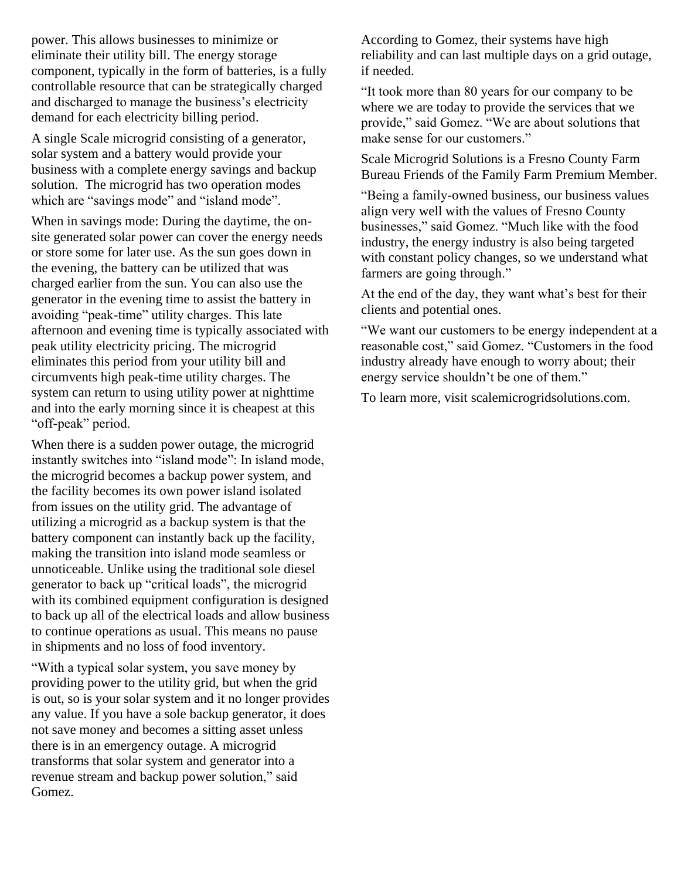power. This allows businesses to minimize or eliminate their utility bill. The energy storage component, typically in the form of batteries, is a fully controllable resource that can be strategically charged and discharged to manage the business's electricity demand for each electricity billing period.

A single Scale microgrid consisting of a generator, solar system and a battery would provide your business with a complete energy savings and backup solution. The microgrid has two operation modes which are "savings mode" and "island mode".

When in savings mode: During the daytime, the on-site generated solar power can cover the energy needs or store some for later use. As the sun goes down in the evening, the battery can be utilized that was charged earlier from the sun. You can also use the generator in the evening time to assist the battery in avoiding "peak-time" utility charges. This late afternoon and evening time is typically associated with peak utility electricity pricing. The microgrid eliminates this period from your utility bill and circumvents high peak-time utility charges. The system can return to using utility power at nighttime and into the early morning since it is cheapest at this "off-peak" period.

When there is a sudden power outage, the microgrid instantly switches into "island mode": In island mode, the microgrid becomes a backup power system, and the facility becomes its own power island isolated from issues on the utility grid. The advantage of utilizing a microgrid as a backup system is that the battery component can instantly back up the facility, making the transition into island mode seamless or unnoticeable. Unlike using the traditional sole diesel generator to back up "critical loads", the microgrid with its combined equipment configuration is designed to back up all of the electrical loads and allow business to continue operations as usual. This means no pause in shipments and no loss of food inventory.

"With a typical solar system, you save money by providing power to the utility grid, but when the grid is out, so is your solar system and it no longer provides any value. If you have a sole backup generator, it does not save money and becomes a sitting asset unless there is in an emergency outage. A microgrid transforms that solar system and generator into a revenue stream and backup power solution," said Gomez.

According to Gomez, their systems have high reliability and can last multiple days on a grid outage, if needed.

"It took more than 80 years for our company to be where we are today to provide the services that we provide," said Gomez. "We are about solutions that make sense for our customers."

Scale Microgrid Solutions is a Fresno County Farm Bureau Friends of the Family Farm Premium Member.

"Being a family-owned business, our business values align very well with the values of Fresno County businesses," said Gomez. "Much like with the food industry, the energy industry is also being targeted with constant policy changes, so we understand what farmers are going through."

At the end of the day, they want what's best for their clients and potential ones.

"We want our customers to be energy independent at a reasonable cost," said Gomez. "Customers in the food industry already have enough to worry about; their energy service shouldn't be one of them."

To learn more, visit scalemicrogridsolutions.com.